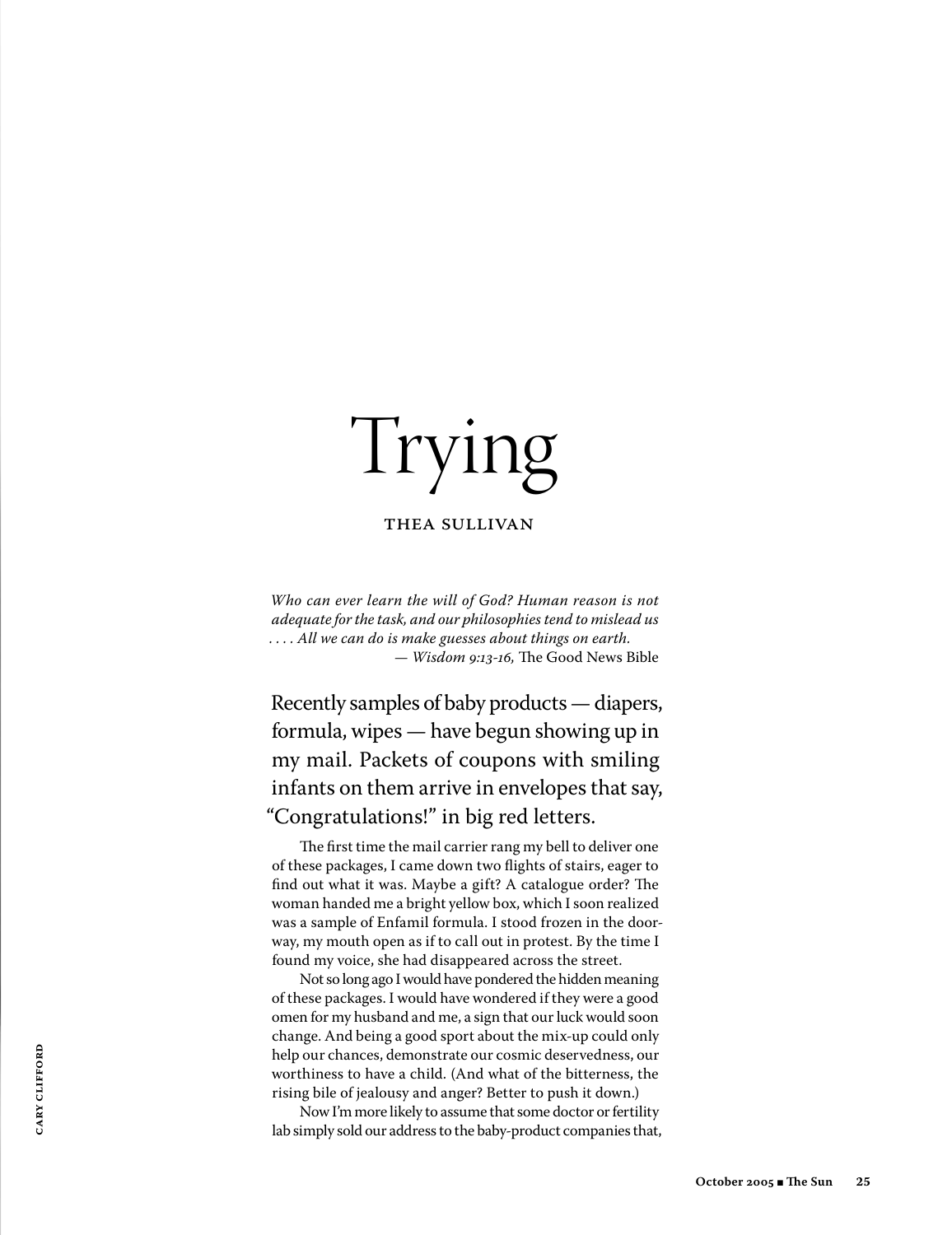# Trying

THEA SULLIVAN

*Who can ever learn the will of God? Human reason is not adequate for the task, and our philosophies tend to mislead us . . . . All we can do is make guesses about things on earth.*
— *Wisdom 9:13-16,* The Good News Bible

Recently samples of baby products — diapers, formula, wipes — have begun showing up in my mail. Packets of coupons with smiling infants on them arrive in envelopes that say, "Congratulations!" in big red letters.

The first time the mail carrier rang my bell to deliver one of these packages, I came down two flights of stairs, eager to find out what it was. Maybe a gift? A catalogue order? The woman handed me a bright yellow box, which I soon realized was a sample of Enfamil formula. I stood frozen in the doorway, my mouth open as if to call out in protest. By the time I found my voice, she had disappeared across the street.

Not so long ago I would have pondered the hidden meaning of these packages. I would have wondered if they were a good omen for my husband and me, a sign that our luck would soon change. And being a good sport about the mix-up could only help our chances, demonstrate our cosmic deservedness, our worthiness to have a child. (And what of the bitterness, the rising bile of jealousy and anger? Better to push it down.)

Now I'm more likely to assume that some doctor or fertility lab simply sold our address to the baby-product companies that,

CARY CLIFFORD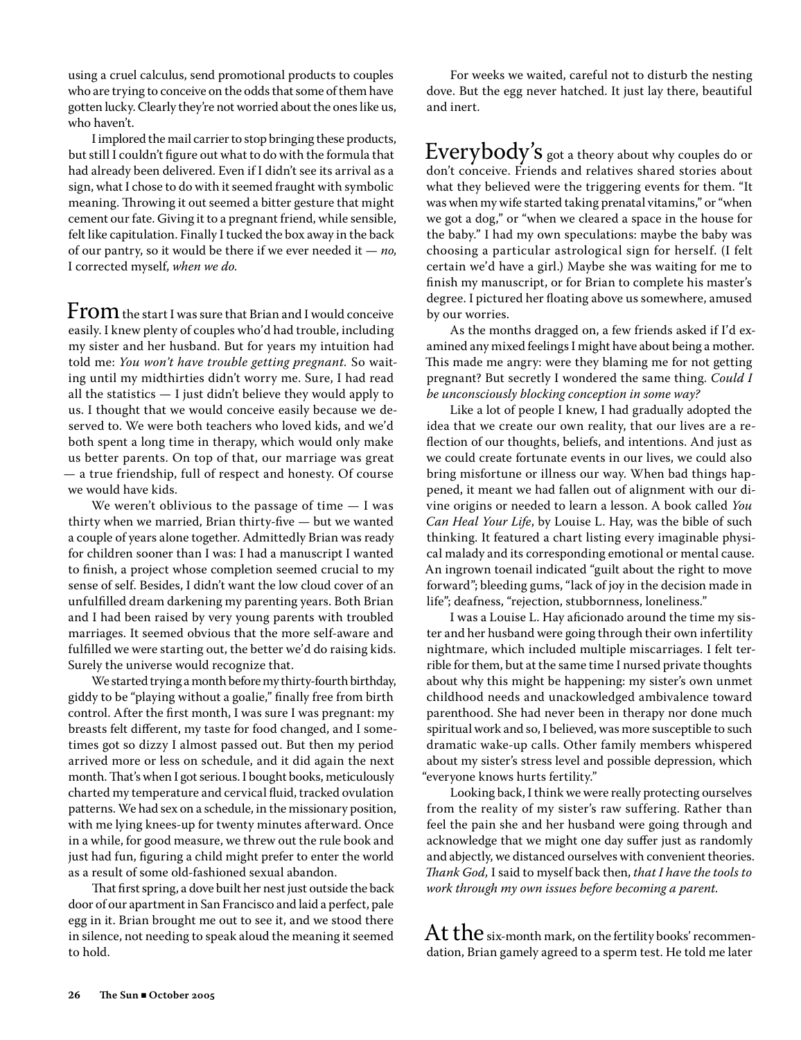using a cruel calculus, send promotional products to couples who are trying to conceive on the odds that some of them have gotten lucky. Clearly they're not worried about the ones like us, who haven't.

I implored the mail carrier to stop bringing these products, but still I couldn't figure out what to do with the formula that had already been delivered. Even if I didn't see its arrival as a sign, what I chose to do with it seemed fraught with symbolic meaning. Throwing it out seemed a bitter gesture that might cement our fate. Giving it to a pregnant friend, while sensible, felt like capitulation. Finally I tucked the box away in the back of our pantry, so it would be there if we ever needed it — *no,* I corrected myself, *when we do.*

From the start I was sure that Brian and I would conceive easily. I knew plenty of couples who'd had trouble, including my sister and her husband. But for years my intuition had told me: *You won't have trouble getting pregnant.* So waiting until my midthirties didn't worry me. Sure, I had read all the statistics — I just didn't believe they would apply to us. I thought that we would conceive easily because we deserved to. We were both teachers who loved kids, and we'd both spent a long time in therapy, which would only make us better parents. On top of that, our marriage was great — a true friendship, full of respect and honesty. Of course we would have kids.

We weren't oblivious to the passage of time — I was thirty when we married, Brian thirty-five — but we wanted a couple of years alone together. Admittedly Brian was ready for children sooner than I was: I had a manuscript I wanted to finish, a project whose completion seemed crucial to my sense of self. Besides, I didn't want the low cloud cover of an unfulfilled dream darkening my parenting years. Both Brian and I had been raised by very young parents with troubled marriages. It seemed obvious that the more self-aware and fulfilled we were starting out, the better we'd do raising kids. Surely the universe would recognize that.

We started trying a month before my thirty-fourth birthday, giddy to be "playing without a goalie," finally free from birth control. After the first month, I was sure I was pregnant: my breasts felt different, my taste for food changed, and I sometimes got so dizzy I almost passed out. But then my period arrived more or less on schedule, and it did again the next month. That's when I got serious. I bought books, meticulously charted my temperature and cervical fluid, tracked ovulation patterns. We had sex on a schedule, in the missionary position, with me lying knees-up for twenty minutes afterward. Once in a while, for good measure, we threw out the rule book and just had fun, figuring a child might prefer to enter the world as a result of some old-fashioned sexual abandon.

That first spring, a dove built her nest just outside the back door of our apartment in San Francisco and laid a perfect, pale egg in it. Brian brought me out to see it, and we stood there in silence, not needing to speak aloud the meaning it seemed to hold.

For weeks we waited, careful not to disturb the nesting dove. But the egg never hatched. It just lay there, beautiful and inert.

Everybody's got a theory about why couples do or don't conceive. Friends and relatives shared stories about what they believed were the triggering events for them. "It was when my wife started taking prenatal vitamins," or "when we got a dog," or "when we cleared a space in the house for the baby." I had my own speculations: maybe the baby was choosing a particular astrological sign for herself. (I felt certain we'd have a girl.) Maybe she was waiting for me to finish my manuscript, or for Brian to complete his master's degree. I pictured her floating above us somewhere, amused by our worries.

As the months dragged on, a few friends asked if I'd examined any mixed feelings I might have about being a mother. This made me angry: were they blaming me for not getting pregnant? But secretly I wondered the same thing. *Could I be unconsciously blocking conception in some way?*

Like a lot of people I knew, I had gradually adopted the idea that we create our own reality, that our lives are a reflection of our thoughts, beliefs, and intentions. And just as we could create fortunate events in our lives, we could also bring misfortune or illness our way. When bad things happened, it meant we had fallen out of alignment with our divine origins or needed to learn a lesson. A book called *You Can Heal Your Life*, by Louise L. Hay, was the bible of such thinking. It featured a chart listing every imaginable physical malady and its corresponding emotional or mental cause. An ingrown toenail indicated "guilt about the right to move forward"; bleeding gums, "lack of joy in the decision made in life"; deafness, "rejection, stubbornness, loneliness."

I was a Louise L. Hay aficionado around the time my sister and her husband were going through their own infertility nightmare, which included multiple miscarriages. I felt terrible for them, but at the same time I nursed private thoughts about why this might be happening: my sister's own unmet childhood needs and unackowledged ambivalence toward parenthood. She had never been in therapy nor done much spiritual work and so, I believed, was more susceptible to such dramatic wake-up calls. Other family members whispered about my sister's stress level and possible depression, which "everyone knows hurts fertility."

Looking back, I think we were really protecting ourselves from the reality of my sister's raw suffering. Rather than feel the pain she and her husband were going through and acknowledge that we might one day suffer just as randomly and abjectly, we distanced ourselves with convenient theories. *Thank God,* I said to myself back then, *that I have the tools to work through my own issues before becoming a parent.*

At the six-month mark, on the fertility books' recommendation, Brian gamely agreed to a sperm test. He told me later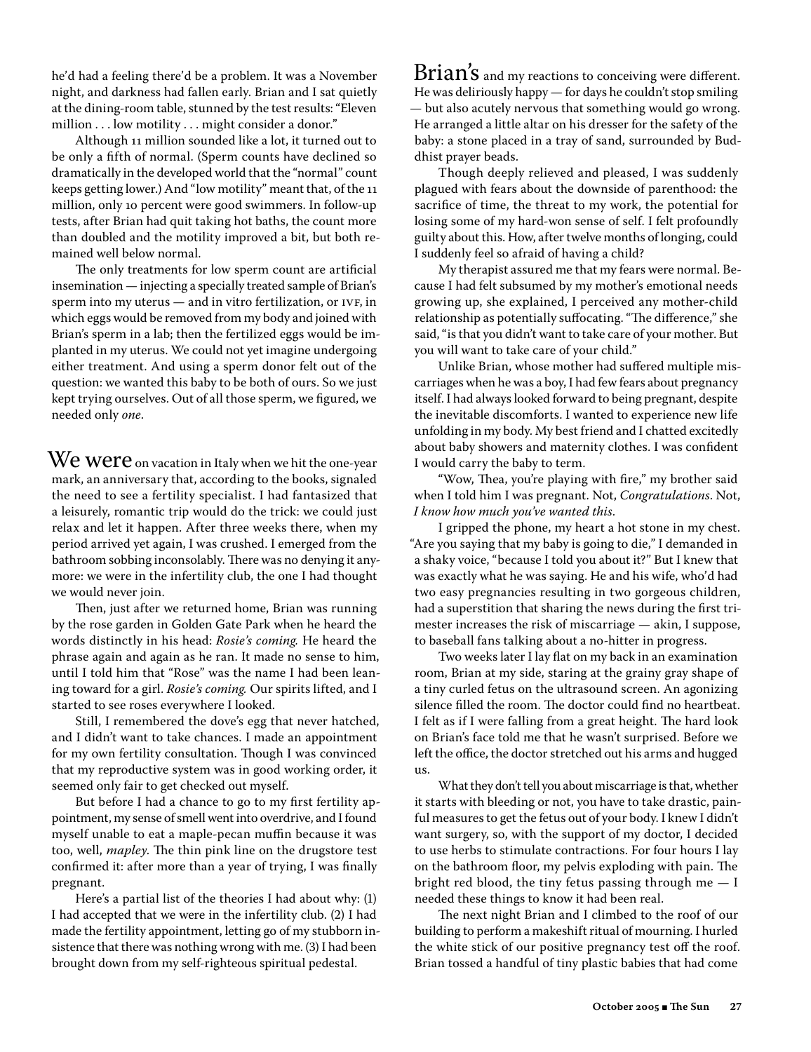he'd had a feeling there'd be a problem. It was a November night, and darkness had fallen early. Brian and I sat quietly at the dining-room table, stunned by the test results: "Eleven million . . . low motility . . . might consider a donor."

Although 11 million sounded like a lot, it turned out to be only a fifth of normal. (Sperm counts have declined so dramatically in the developed world that the "normal" count keeps getting lower.) And "low motility" meant that, of the 11 million, only 10 percent were good swimmers. In follow-up tests, after Brian had quit taking hot baths, the count more than doubled and the motility improved a bit, but both remained well below normal.

The only treatments for low sperm count are artificial insemination — injecting a specially treated sample of Brian's sperm into my uterus — and in vitro fertilization, or IVF, in which eggs would be removed from my body and joined with Brian's sperm in a lab; then the fertilized eggs would be implanted in my uterus. We could not yet imagine undergoing either treatment. And using a sperm donor felt out of the question: we wanted this baby to be both of ours. So we just kept trying ourselves. Out of all those sperm, we figured, we needed only *one*.

We were on vacation in Italy when we hit the one-year mark, an anniversary that, according to the books, signaled the need to see a fertility specialist. I had fantasized that a leisurely, romantic trip would do the trick: we could just relax and let it happen. After three weeks there, when my period arrived yet again, I was crushed. I emerged from the bathroom sobbing inconsolably. There was no denying it anymore: we were in the infertility club, the one I had thought we would never join.

Then, just after we returned home, Brian was running by the rose garden in Golden Gate Park when he heard the words distinctly in his head: *Rosie's coming.* He heard the phrase again and again as he ran. It made no sense to him, until I told him that "Rose" was the name I had been leaning toward for a girl. *Rosie's coming.* Our spirits lifted, and I started to see roses everywhere I looked.

Still, I remembered the dove's egg that never hatched, and I didn't want to take chances. I made an appointment for my own fertility consultation. Though I was convinced that my reproductive system was in good working order, it seemed only fair to get checked out myself.

But before I had a chance to go to my first fertility appointment, my sense of smell went into overdrive, and I found myself unable to eat a maple-pecan muffin because it was too, well, *mapley*. The thin pink line on the drugstore test confirmed it: after more than a year of trying, I was finally pregnant.

Here's a partial list of the theories I had about why: (1) I had accepted that we were in the infertility club. (2) I had made the fertility appointment, letting go of my stubborn insistence that there was nothing wrong with me. (3) I had been brought down from my self-righteous spiritual pedestal.

Brian's and my reactions to conceiving were different. He was deliriously happy — for days he couldn't stop smiling — but also acutely nervous that something would go wrong. He arranged a little altar on his dresser for the safety of the baby: a stone placed in a tray of sand, surrounded by Buddhist prayer beads.

Though deeply relieved and pleased, I was suddenly plagued with fears about the downside of parenthood: the sacrifice of time, the threat to my work, the potential for losing some of my hard-won sense of self. I felt profoundly guilty about this. How, after twelve months of longing, could I suddenly feel so afraid of having a child?

My therapist assured me that my fears were normal. Because I had felt subsumed by my mother's emotional needs growing up, she explained, I perceived any mother-child relationship as potentially suffocating. "The difference," she said, "is that you didn't want to take care of your mother. But you will want to take care of your child."

Unlike Brian, whose mother had suffered multiple miscarriages when he was a boy, I had few fears about pregnancy itself. I had always looked forward to being pregnant, despite the inevitable discomforts. I wanted to experience new life unfolding in my body. My best friend and I chatted excitedly about baby showers and maternity clothes. I was confident I would carry the baby to term.

"Wow, Thea, you're playing with fire," my brother said when I told him I was pregnant. Not, *Congratulations*. Not, *I know how much you've wanted this*.

I gripped the phone, my heart a hot stone in my chest. "Are you saying that my baby is going to die," I demanded in a shaky voice, "because I told you about it?" But I knew that was exactly what he was saying. He and his wife, who'd had two easy pregnancies resulting in two gorgeous children, had a superstition that sharing the news during the first trimester increases the risk of miscarriage — akin, I suppose, to baseball fans talking about a no-hitter in progress.

Two weeks later I lay flat on my back in an examination room, Brian at my side, staring at the grainy gray shape of a tiny curled fetus on the ultrasound screen. An agonizing silence filled the room. The doctor could find no heartbeat. I felt as if I were falling from a great height. The hard look on Brian's face told me that he wasn't surprised. Before we left the office, the doctor stretched out his arms and hugged us.

What they don't tell you about miscarriage is that, whether it starts with bleeding or not, you have to take drastic, painful measures to get the fetus out of your body. I knew I didn't want surgery, so, with the support of my doctor, I decided to use herbs to stimulate contractions. For four hours I lay on the bathroom floor, my pelvis exploding with pain. The bright red blood, the tiny fetus passing through me — I needed these things to know it had been real.

The next night Brian and I climbed to the roof of our building to perform a makeshift ritual of mourning. I hurled the white stick of our positive pregnancy test off the roof. Brian tossed a handful of tiny plastic babies that had come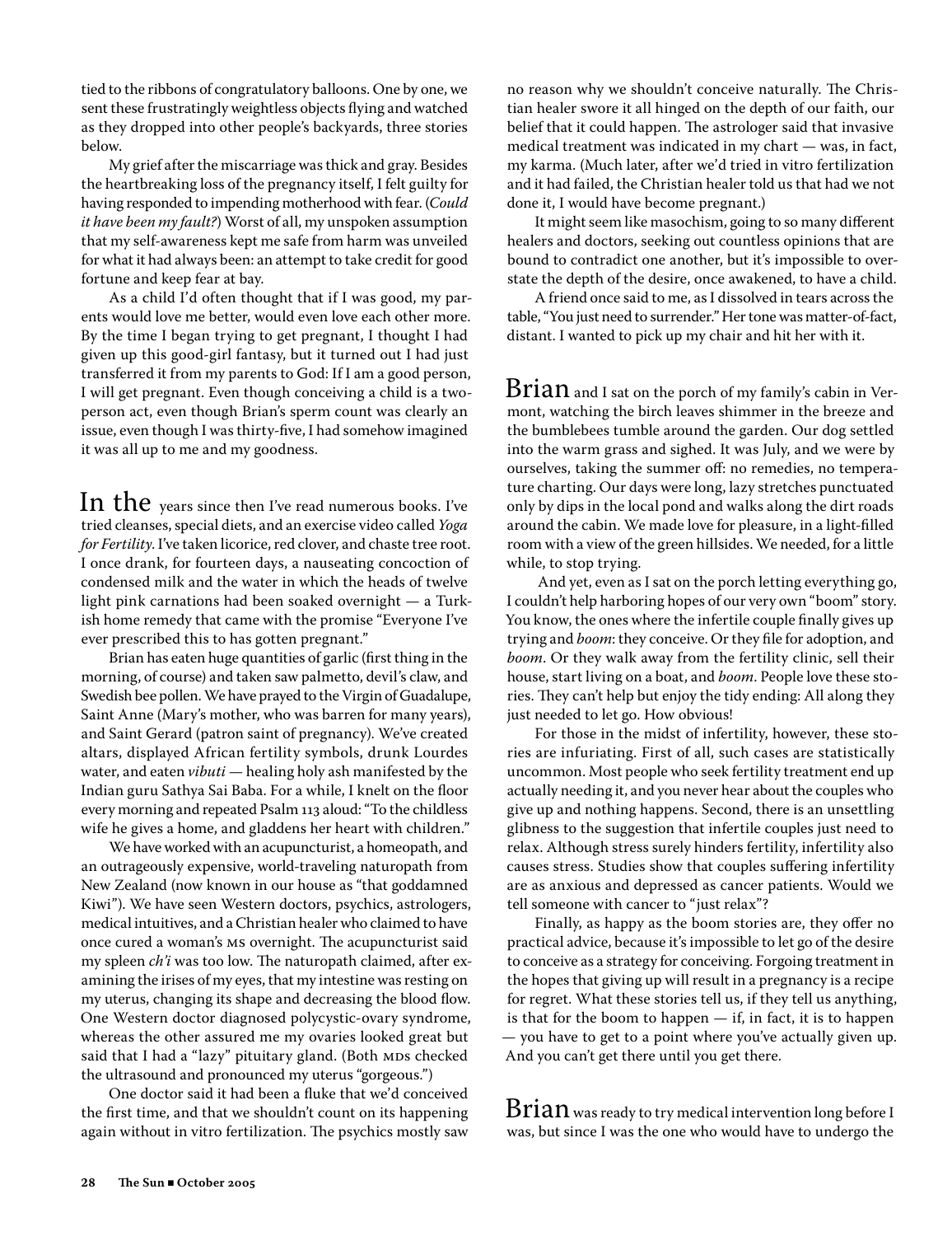tied to the ribbons of congratulatory balloons. One by one, we sent these frustratingly weightless objects flying and watched as they dropped into other people's backyards, three stories below.

My grief after the miscarriage was thick and gray. Besides the heartbreaking loss of the pregnancy itself, I felt guilty for having responded to impending motherhood with fear. (*Could it have been my fault?*) Worst of all, my unspoken assumption that my self-awareness kept me safe from harm was unveiled for what it had always been: an attempt to take credit for good fortune and keep fear at bay.

As a child I'd often thought that if I was good, my parents would love me better, would even love each other more. By the time I began trying to get pregnant, I thought I had given up this good-girl fantasy, but it turned out I had just transferred it from my parents to God: If I am a good person, I will get pregnant. Even though conceiving a child is a two-person act, even though Brian's sperm count was clearly an issue, even though I was thirty-five, I had somehow imagined it was all up to me and my goodness.

In the years since then I've read numerous books. I've tried cleanses, special diets, and an exercise video called *Yoga for Fertility*. I've taken licorice, red clover, and chaste tree root. I once drank, for fourteen days, a nauseating concoction of condensed milk and the water in which the heads of twelve light pink carnations had been soaked overnight — a Turkish home remedy that came with the promise "Everyone I've ever prescribed this to has gotten pregnant."

Brian has eaten huge quantities of garlic (first thing in the morning, of course) and taken saw palmetto, devil's claw, and Swedish bee pollen. We have prayed to the Virgin of Guadalupe, Saint Anne (Mary's mother, who was barren for many years), and Saint Gerard (patron saint of pregnancy). We've created altars, displayed African fertility symbols, drunk Lourdes water, and eaten *vibuti* — healing holy ash manifested by the Indian guru Sathya Sai Baba. For a while, I knelt on the floor every morning and repeated Psalm 113 aloud: "To the childless wife he gives a home, and gladdens her heart with children."

We have worked with an acupuncturist, a homeopath, and an outrageously expensive, world-traveling naturopath from New Zealand (now known in our house as "that goddamned Kiwi"). We have seen Western doctors, psychics, astrologers, medical intuitives, and a Christian healer who claimed to have once cured a woman's MS overnight. The acupuncturist said my spleen *ch'i* was too low. The naturopath claimed, after examining the irises of my eyes, that my intestine was resting on my uterus, changing its shape and decreasing the blood flow. One Western doctor diagnosed polycystic-ovary syndrome, whereas the other assured me my ovaries looked great but said that I had a "lazy" pituitary gland. (Both MDs checked the ultrasound and pronounced my uterus "gorgeous.")

One doctor said it had been a fluke that we'd conceived the first time, and that we shouldn't count on its happening again without in vitro fertilization. The psychics mostly saw no reason why we shouldn't conceive naturally. The Christian healer swore it all hinged on the depth of our faith, our belief that it could happen. The astrologer said that invasive medical treatment was indicated in my chart — was, in fact, my karma. (Much later, after we'd tried in vitro fertilization and it had failed, the Christian healer told us that had we not done it, I would have become pregnant.)

It might seem like masochism, going to so many different healers and doctors, seeking out countless opinions that are bound to contradict one another, but it's impossible to overstate the depth of the desire, once awakened, to have a child.

A friend once said to me, as I dissolved in tears across the table, "You just need to surrender." Her tone was matter-of-fact, distant. I wanted to pick up my chair and hit her with it.

Brian and I sat on the porch of my family's cabin in Vermont, watching the birch leaves shimmer in the breeze and the bumblebees tumble around the garden. Our dog settled into the warm grass and sighed. It was July, and we were by ourselves, taking the summer off: no remedies, no temperature charting. Our days were long, lazy stretches punctuated only by dips in the local pond and walks along the dirt roads around the cabin. We made love for pleasure, in a light-filled room with a view of the green hillsides. We needed, for a little while, to stop trying.

And yet, even as I sat on the porch letting everything go, I couldn't help harboring hopes of our very own "boom" story. You know, the ones where the infertile couple finally gives up trying and *boom*: they conceive. Or they file for adoption, and *boom*. Or they walk away from the fertility clinic, sell their house, start living on a boat, and *boom*. People love these stories. They can't help but enjoy the tidy ending: All along they just needed to let go. How obvious!

For those in the midst of infertility, however, these stories are infuriating. First of all, such cases are statistically uncommon. Most people who seek fertility treatment end up actually needing it, and you never hear about the couples who give up and nothing happens. Second, there is an unsettling glibness to the suggestion that infertile couples just need to relax. Although stress surely hinders fertility, infertility also causes stress. Studies show that couples suffering infertility are as anxious and depressed as cancer patients. Would we tell someone with cancer to "just relax"?

Finally, as happy as the boom stories are, they offer no practical advice, because it's impossible to let go of the desire to conceive as a strategy for conceiving. Forgoing treatment in the hopes that giving up will result in a pregnancy is a recipe for regret. What these stories tell us, if they tell us anything, is that for the boom to happen — if, in fact, it is to happen — you have to get to a point where you've actually given up. And you can't get there until you get there.

Brian was ready to try medical intervention long before I was, but since I was the one who would have to undergo the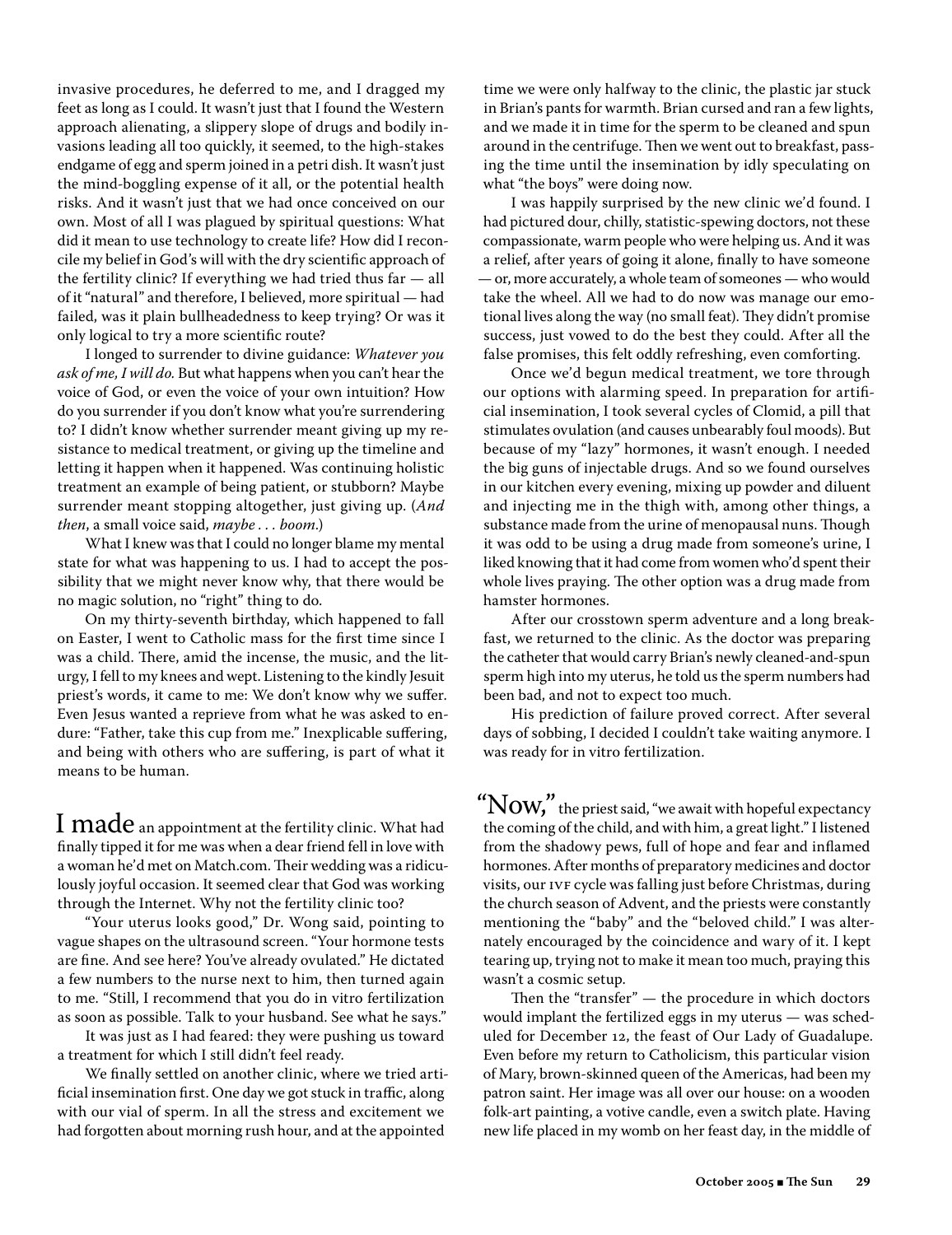invasive procedures, he deferred to me, and I dragged my feet as long as I could. It wasn't just that I found the Western approach alienating, a slippery slope of drugs and bodily invasions leading all too quickly, it seemed, to the high-stakes endgame of egg and sperm joined in a petri dish. It wasn't just the mind-boggling expense of it all, or the potential health risks. And it wasn't just that we had once conceived on our own. Most of all I was plagued by spiritual questions: What did it mean to use technology to create life? How did I reconcile my belief in God's will with the dry scientific approach of the fertility clinic? If everything we had tried thus far — all of it "natural" and therefore, I believed, more spiritual — had failed, was it plain bullheadedness to keep trying? Or was it only logical to try a more scientific route?

I longed to surrender to divine guidance: *Whatever you ask of me, I will do.* But what happens when you can't hear the voice of God, or even the voice of your own intuition? How do you surrender if you don't know what you're surrendering to? I didn't know whether surrender meant giving up my resistance to medical treatment, or giving up the timeline and letting it happen when it happened. Was continuing holistic treatment an example of being patient, or stubborn? Maybe surrender meant stopping altogether, just giving up. (*And then*, a small voice said, *maybe . . . boom*.)

What I knew was that I could no longer blame my mental state for what was happening to us. I had to accept the possibility that we might never know why, that there would be no magic solution, no "right" thing to do.

On my thirty-seventh birthday, which happened to fall on Easter, I went to Catholic mass for the first time since I was a child. There, amid the incense, the music, and the liturgy, I fell to my knees and wept. Listening to the kindly Jesuit priest's words, it came to me: We don't know why we suffer. Even Jesus wanted a reprieve from what he was asked to endure: "Father, take this cup from me." Inexplicable suffering, and being with others who are suffering, is part of what it means to be human.

I made an appointment at the fertility clinic. What had finally tipped it for me was when a dear friend fell in love with a woman he'd met on Match.com. Their wedding was a ridiculously joyful occasion. It seemed clear that God was working through the Internet. Why not the fertility clinic too?

"Your uterus looks good," Dr. Wong said, pointing to vague shapes on the ultrasound screen. "Your hormone tests are fine. And see here? You've already ovulated." He dictated a few numbers to the nurse next to him, then turned again to me. "Still, I recommend that you do in vitro fertilization as soon as possible. Talk to your husband. See what he says."

It was just as I had feared: they were pushing us toward a treatment for which I still didn't feel ready.

We finally settled on another clinic, where we tried artificial insemination first. One day we got stuck in traffic, along with our vial of sperm. In all the stress and excitement we had forgotten about morning rush hour, and at the appointed time we were only halfway to the clinic, the plastic jar stuck in Brian's pants for warmth. Brian cursed and ran a few lights, and we made it in time for the sperm to be cleaned and spun around in the centrifuge. Then we went out to breakfast, passing the time until the insemination by idly speculating on what "the boys" were doing now.

I was happily surprised by the new clinic we'd found. I had pictured dour, chilly, statistic-spewing doctors, not these compassionate, warm people who were helping us. And it was a relief, after years of going it alone, finally to have someone — or, more accurately, a whole team of someones — who would take the wheel. All we had to do now was manage our emotional lives along the way (no small feat). They didn't promise success, just vowed to do the best they could. After all the false promises, this felt oddly refreshing, even comforting.

Once we'd begun medical treatment, we tore through our options with alarming speed. In preparation for artificial insemination, I took several cycles of Clomid, a pill that stimulates ovulation (and causes unbearably foul moods). But because of my "lazy" hormones, it wasn't enough. I needed the big guns of injectable drugs. And so we found ourselves in our kitchen every evening, mixing up powder and diluent and injecting me in the thigh with, among other things, a substance made from the urine of menopausal nuns. Though it was odd to be using a drug made from someone's urine, I liked knowing that it had come from women who'd spent their whole lives praying. The other option was a drug made from hamster hormones.

After our crosstown sperm adventure and a long breakfast, we returned to the clinic. As the doctor was preparing the catheter that would carry Brian's newly cleaned-and-spun sperm high into my uterus, he told us the sperm numbers had been bad, and not to expect too much.

His prediction of failure proved correct. After several days of sobbing, I decided I couldn't take waiting anymore. I was ready for in vitro fertilization.

"Now," the priest said, "we await with hopeful expectancy the coming of the child, and with him, a great light." I listened from the shadowy pews, full of hope and fear and inflamed hormones. After months of preparatory medicines and doctor visits, our IVF cycle was falling just before Christmas, during the church season of Advent, and the priests were constantly mentioning the "baby" and the "beloved child." I was alternately encouraged by the coincidence and wary of it. I kept tearing up, trying not to make it mean too much, praying this wasn't a cosmic setup.

Then the "transfer" — the procedure in which doctors would implant the fertilized eggs in my uterus — was scheduled for December 12, the feast of Our Lady of Guadalupe. Even before my return to Catholicism, this particular vision of Mary, brown-skinned queen of the Americas, had been my patron saint. Her image was all over our house: on a wooden folk-art painting, a votive candle, even a switch plate. Having new life placed in my womb on her feast day, in the middle of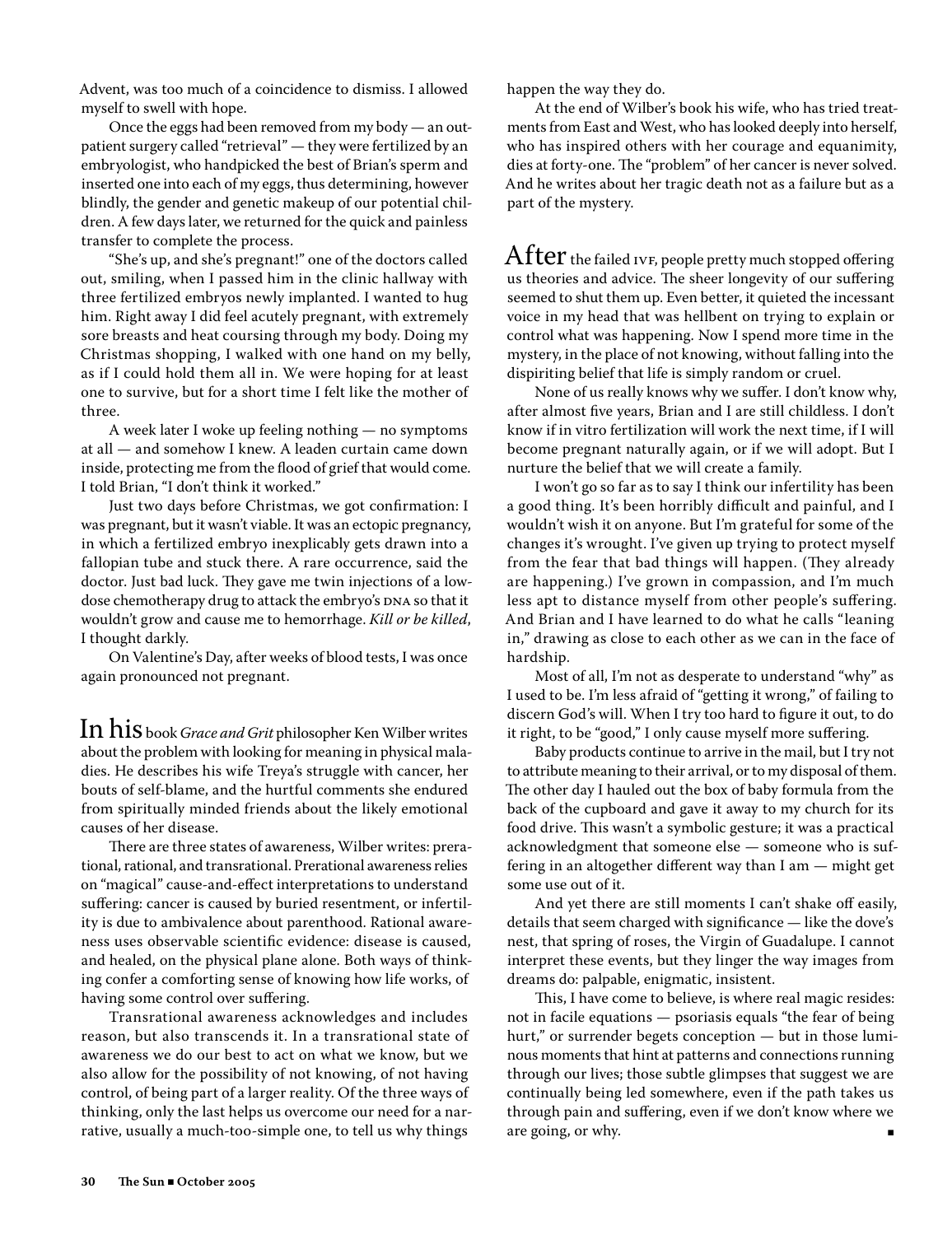Advent, was too much of a coincidence to dismiss. I allowed myself to swell with hope.

Once the eggs had been removed from my body — an outpatient surgery called "retrieval" — they were fertilized by an embryologist, who handpicked the best of Brian's sperm and inserted one into each of my eggs, thus determining, however blindly, the gender and genetic makeup of our potential children. A few days later, we returned for the quick and painless transfer to complete the process.

"She's up, and she's pregnant!" one of the doctors called out, smiling, when I passed him in the clinic hallway with three fertilized embryos newly implanted. I wanted to hug him. Right away I did feel acutely pregnant, with extremely sore breasts and heat coursing through my body. Doing my Christmas shopping, I walked with one hand on my belly, as if I could hold them all in. We were hoping for at least one to survive, but for a short time I felt like the mother of three.

A week later I woke up feeling nothing — no symptoms at all — and somehow I knew. A leaden curtain came down inside, protecting me from the flood of grief that would come. I told Brian, "I don't think it worked."

Just two days before Christmas, we got confirmation: I was pregnant, but it wasn't viable. It was an ectopic pregnancy, in which a fertilized embryo inexplicably gets drawn into a fallopian tube and stuck there. A rare occurrence, said the doctor. Just bad luck. They gave me twin injections of a low-dose chemotherapy drug to attack the embryo's DNA so that it wouldn't grow and cause me to hemorrhage. *Kill or be killed*, I thought darkly.

On Valentine's Day, after weeks of blood tests, I was once again pronounced not pregnant.

In his book *Grace and Grit* philosopher Ken Wilber writes about the problem with looking for meaning in physical maladies. He describes his wife Treya's struggle with cancer, her bouts of self-blame, and the hurtful comments she endured from spiritually minded friends about the likely emotional causes of her disease.

There are three states of awareness, Wilber writes: prerational, rational, and transrational. Prerational awareness relies on "magical" cause-and-effect interpretations to understand suffering: cancer is caused by buried resentment, or infertility is due to ambivalence about parenthood. Rational awareness uses observable scientific evidence: disease is caused, and healed, on the physical plane alone. Both ways of thinking confer a comforting sense of knowing how life works, of having some control over suffering.

Transrational awareness acknowledges and includes reason, but also transcends it. In a transrational state of awareness we do our best to act on what we know, but we also allow for the possibility of not knowing, of not having control, of being part of a larger reality. Of the three ways of thinking, only the last helps us overcome our need for a narrative, usually a much-too-simple one, to tell us why things happen the way they do.

At the end of Wilber's book his wife, who has tried treatments from East and West, who has looked deeply into herself, who has inspired others with her courage and equanimity, dies at forty-one. The "problem" of her cancer is never solved. And he writes about her tragic death not as a failure but as a part of the mystery.

After the failed IVF, people pretty much stopped offering us theories and advice. The sheer longevity of our suffering seemed to shut them up. Even better, it quieted the incessant voice in my head that was hellbent on trying to explain or control what was happening. Now I spend more time in the mystery, in the place of not knowing, without falling into the dispiriting belief that life is simply random or cruel.

None of us really knows why we suffer. I don't know why, after almost five years, Brian and I are still childless. I don't know if in vitro fertilization will work the next time, if I will become pregnant naturally again, or if we will adopt. But I nurture the belief that we will create a family.

I won't go so far as to say I think our infertility has been a good thing. It's been horribly difficult and painful, and I wouldn't wish it on anyone. But I'm grateful for some of the changes it's wrought. I've given up trying to protect myself from the fear that bad things will happen. (They already are happening.) I've grown in compassion, and I'm much less apt to distance myself from other people's suffering. And Brian and I have learned to do what he calls "leaning in," drawing as close to each other as we can in the face of hardship.

Most of all, I'm not as desperate to understand "why" as I used to be. I'm less afraid of "getting it wrong," of failing to discern God's will. When I try too hard to figure it out, to do it right, to be "good," I only cause myself more suffering.

Baby products continue to arrive in the mail, but I try not to attribute meaning to their arrival, or to my disposal of them. The other day I hauled out the box of baby formula from the back of the cupboard and gave it away to my church for its food drive. This wasn't a symbolic gesture; it was a practical acknowledgment that someone else — someone who is suffering in an altogether different way than I am — might get some use out of it.

And yet there are still moments I can't shake off easily, details that seem charged with significance — like the dove's nest, that spring of roses, the Virgin of Guadalupe. I cannot interpret these events, but they linger the way images from dreams do: palpable, enigmatic, insistent.

This, I have come to believe, is where real magic resides: not in facile equations — psoriasis equals "the fear of being hurt," or surrender begets conception — but in those luminous moments that hint at patterns and connections running through our lives; those subtle glimpses that suggest we are continually being led somewhere, even if the path takes us through pain and suffering, even if we don't know where we are going, or why. ■